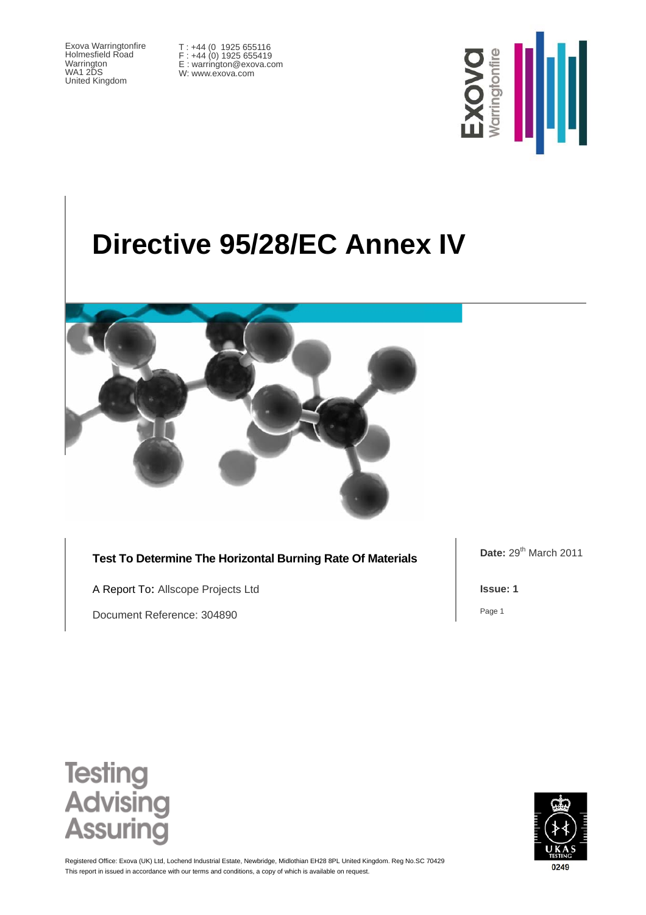Exova Warringtonfire
Holmesfield Road
Warrington
WA1 2DS
United Kingdom

T : +44 (0 1925 655116
F : +44 (0) 1925 655419
E : warrington@exova.com
W: www.exova.com

# Directive 95/28/EC Annex IV

**Test To Determine The Horizontal Burning Rate Of Materials**

A Report To: Allscope Projects Ltd

Document Reference: 304890

**Date:** 29th March 2011

**Issue: 1**

Testing
Advising
Assuring

Registered Office: Exova (UK) Ltd, Lochend Industrial Estate, Newbridge, Midlothian EH28 8PL United Kingdom. Reg No.SC 70429
This report in issued in accordance with our terms and conditions, a copy of which is available on request.

UKAS TESTING
0249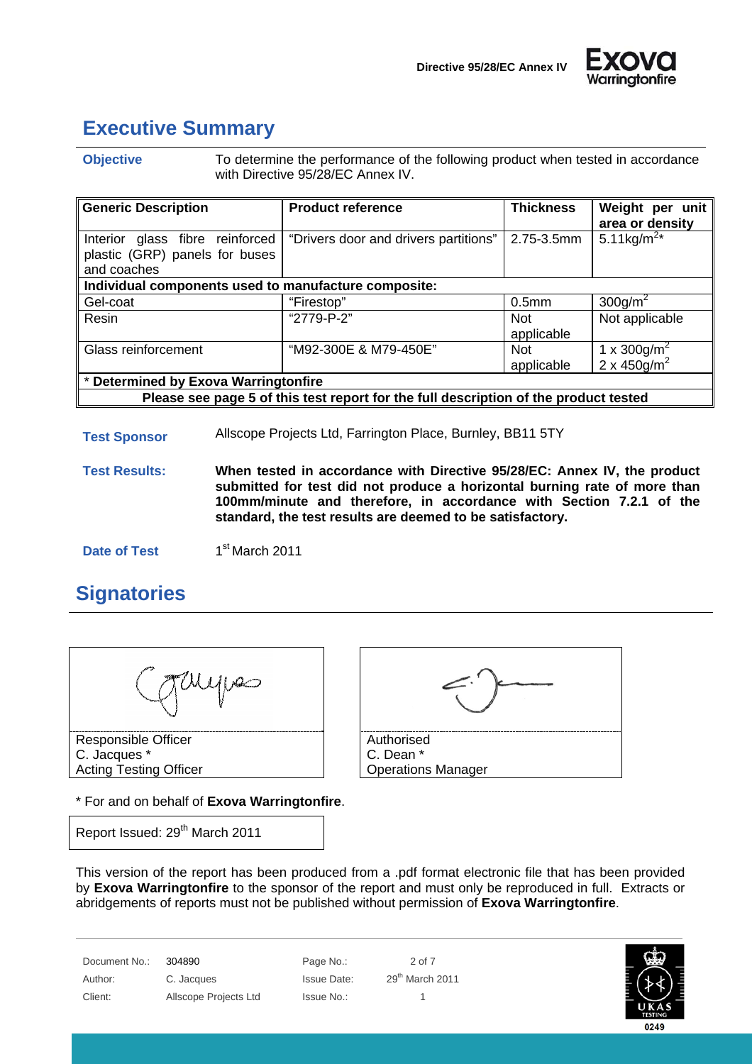## Executive Summary

**Objective** To determine the performance of the following product when tested in accordance with Directive 95/28/EC Annex IV.

| Generic Description | Product reference | Thickness | Weight per unit area or density |
|---|---|---|---|
| Interior glass fibre reinforced plastic (GRP) panels for buses and coaches | "Drivers door and drivers partitions" | 2.75-3.5mm | $5.11kg/m^2$* |
| **Individual components used to manufacture composite:** | | | |
| Gel-coat | "Firestop" | 0.5mm | $300g/m^2$ |
| Resin | "2779-P-2" | Not applicable | Not applicable |
| Glass reinforcement | "M92-300E & M79-450E" | Not applicable | 1 x $300g/m^2$ 2 x $450g/m^2$ |
| * **Determined by Exova Warringtonfire** | | | |
| **Please see page 5 of this test report for the full description of the product tested** | | | |

**Test Sponsor** Allscope Projects Ltd, Farrington Place, Burnley, BB11 5TY

**Test Results:** **When tested in accordance with Directive 95/28/EC: Annex IV, the product submitted for test did not produce a horizontal burning rate of more than 100mm/minute and therefore, in accordance with Section 7.2.1 of the standard, the test results are deemed to be satisfactory.**

**Date of Test** 1st March 2011

## Signatories

Responsible Officer
C. Jacques *
Acting Testing Officer

Authorised
C. Dean *
Operations Manager

* For and on behalf of **Exova Warringtonfire**.

Report Issued: 29th March 2011

This version of the report has been produced from a .pdf format electronic file that has been provided by **Exova Warringtonfire** to the sponsor of the report and must only be reproduced in full. Extracts or abridgements of reports must not be published without permission of **Exova Warringtonfire**.

| Document No.: | 304890 | Page No.: | 2 of 7 |
|---|---|---|---|
| Author: | C. Jacques | Issue Date: | 29th March 2011 |
| Client: | Allscope Projects Ltd | Issue No.: | 1 |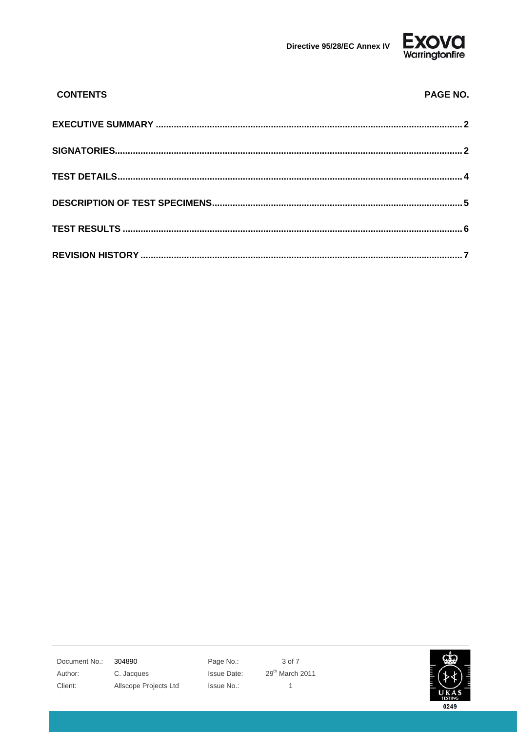| CONTENTS | PAGE NO. |
| --- | --- |
| **EXECUTIVE SUMMARY** | **2** |
| **SIGNATORIES** | **2** |
| **TEST DETAILS** | **4** |
| **DESCRIPTION OF TEST SPECIMENS** | **5** |
| **TEST RESULTS** | **6** |
| **REVISION HISTORY** | **7** |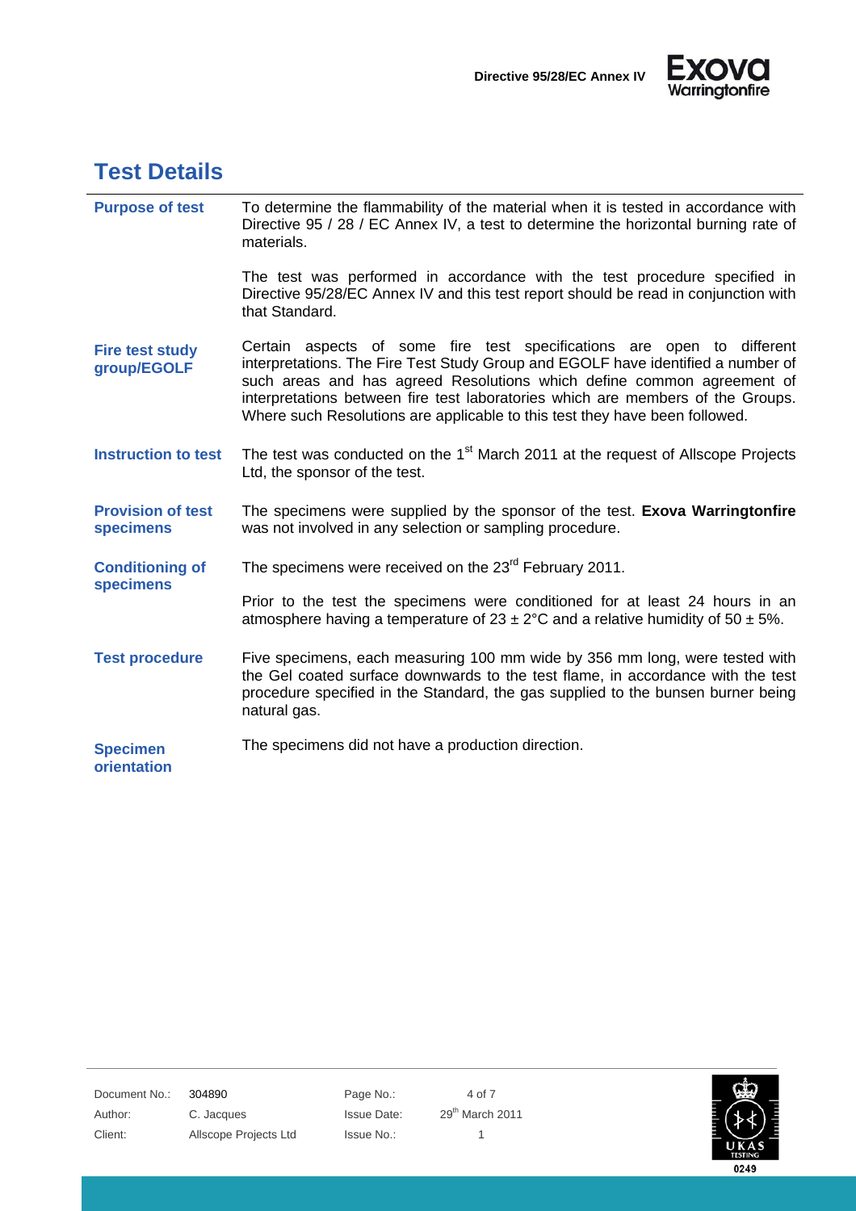## Test Details

**Purpose of test**

To determine the flammability of the material when it is tested in accordance with Directive 95 / 28 / EC Annex IV, a test to determine the horizontal burning rate of materials.

The test was performed in accordance with the test procedure specified in Directive 95/28/EC Annex IV and this test report should be read in conjunction with that Standard.

**Fire test study group/EGOLF**

Certain aspects of some fire test specifications are open to different interpretations. The Fire Test Study Group and EGOLF have identified a number of such areas and has agreed Resolutions which define common agreement of interpretations between fire test laboratories which are members of the Groups. Where such Resolutions are applicable to this test they have been followed.

**Instruction to test**

The test was conducted on the 1st March 2011 at the request of Allscope Projects Ltd, the sponsor of the test.

**Provision of test specimens**

The specimens were supplied by the sponsor of the test. **Exova Warringtonfire** was not involved in any selection or sampling procedure.

**Conditioning of specimens**

The specimens were received on the 23rd February 2011.

Prior to the test the specimens were conditioned for at least 24 hours in an atmosphere having a temperature of 23 ± 2°C and a relative humidity of 50 ± 5%.

**Test procedure**

Five specimens, each measuring 100 mm wide by 356 mm long, were tested with the Gel coated surface downwards to the test flame, in accordance with the test procedure specified in the Standard, the gas supplied to the bunsen burner being natural gas.

**Specimen orientation**

The specimens did not have a production direction.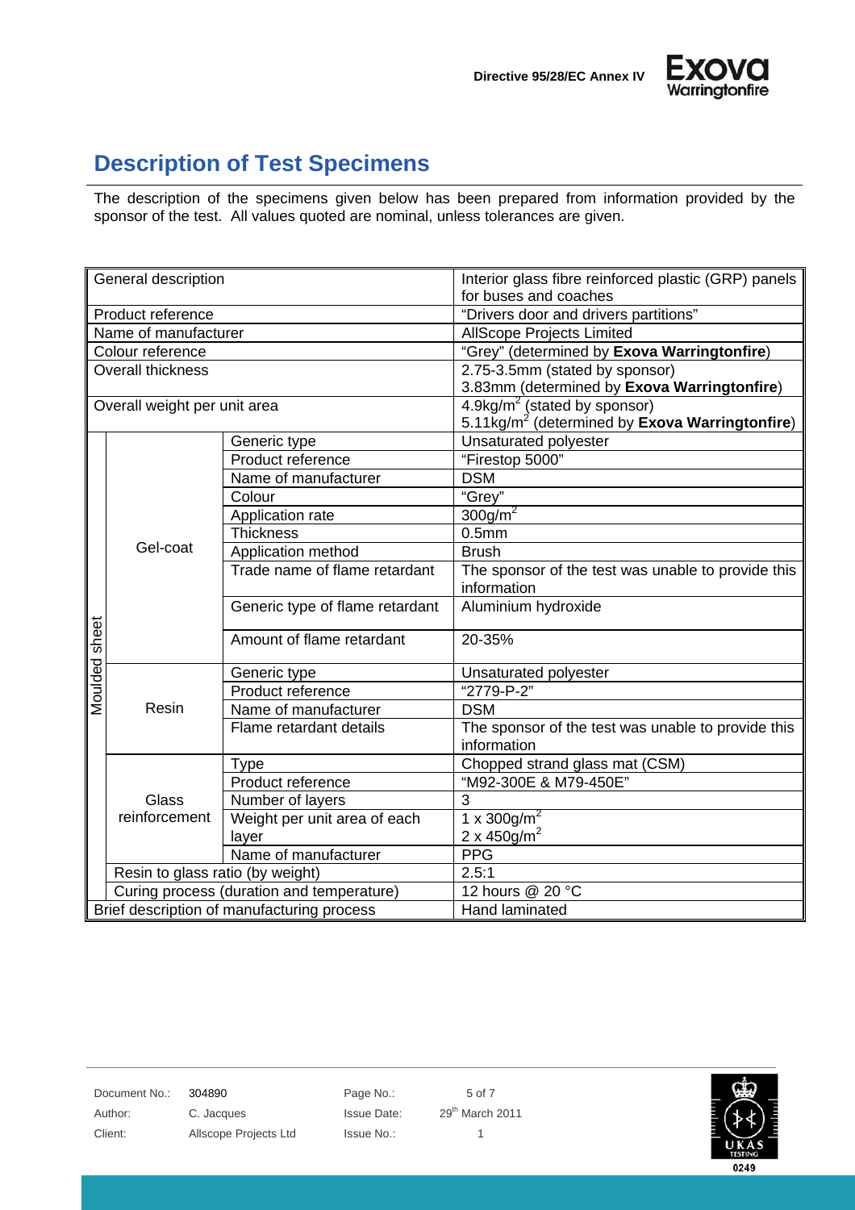# Description of Test Specimens

The description of the specimens given below has been prepared from information provided by the sponsor of the test. All values quoted are nominal, unless tolerances are given.

| | | | |
|---|---|---|---|
| General description | | | Interior glass fibre reinforced plastic (GRP) panels for buses and coaches |
| Product reference | | | "Drivers door and drivers partitions" |
| Name of manufacturer | | | AllScope Projects Limited |
| Colour reference | | | "Grey" (determined by **Exova Warringtonfire**) |
| Overall thickness | | | 2.75-3.5mm (stated by sponsor)<br>3.83mm (determined by **Exova Warringtonfire**) |
| Overall weight per unit area | | | 4.9kg/m$^2$ (stated by sponsor)<br>5.11kg/m$^2$ (determined by **Exova Warringtonfire**) |
| Moulded sheet | Gel-coat | Generic type | Unsaturated polyester |
| | | Product reference | "Firestop 5000" |
| | | Name of manufacturer | DSM |
| | | Colour | "Grey" |
| | | Application rate | 300g/m$^2$ |
| | | Thickness | 0.5mm |
| | | Application method | Brush |
| | | Trade name of flame retardant | The sponsor of the test was unable to provide this information |
| | | Generic type of flame retardant | Aluminium hydroxide |
| | | Amount of flame retardant | 20-35% |
| | Resin | Generic type | Unsaturated polyester |
| | | Product reference | "2779-P-2" |
| | | Name of manufacturer | DSM |
| | | Flame retardant details | The sponsor of the test was unable to provide this information |
| | Glass reinforcement | Type | Chopped strand glass mat (CSM) |
| | | Product reference | "M92-300E & M79-450E" |
| | | Number of layers | 3 |
| | | Weight per unit area of each layer | 1 x 300g/m$^2$<br>2 x 450g/m$^2$ |
| | | Name of manufacturer | PPG |
| | Resin to glass ratio (by weight) | | 2.5:1 |
| | Curing process (duration and temperature) | | 12 hours @ 20 °C |
| Brief description of manufacturing process | | | Hand laminated |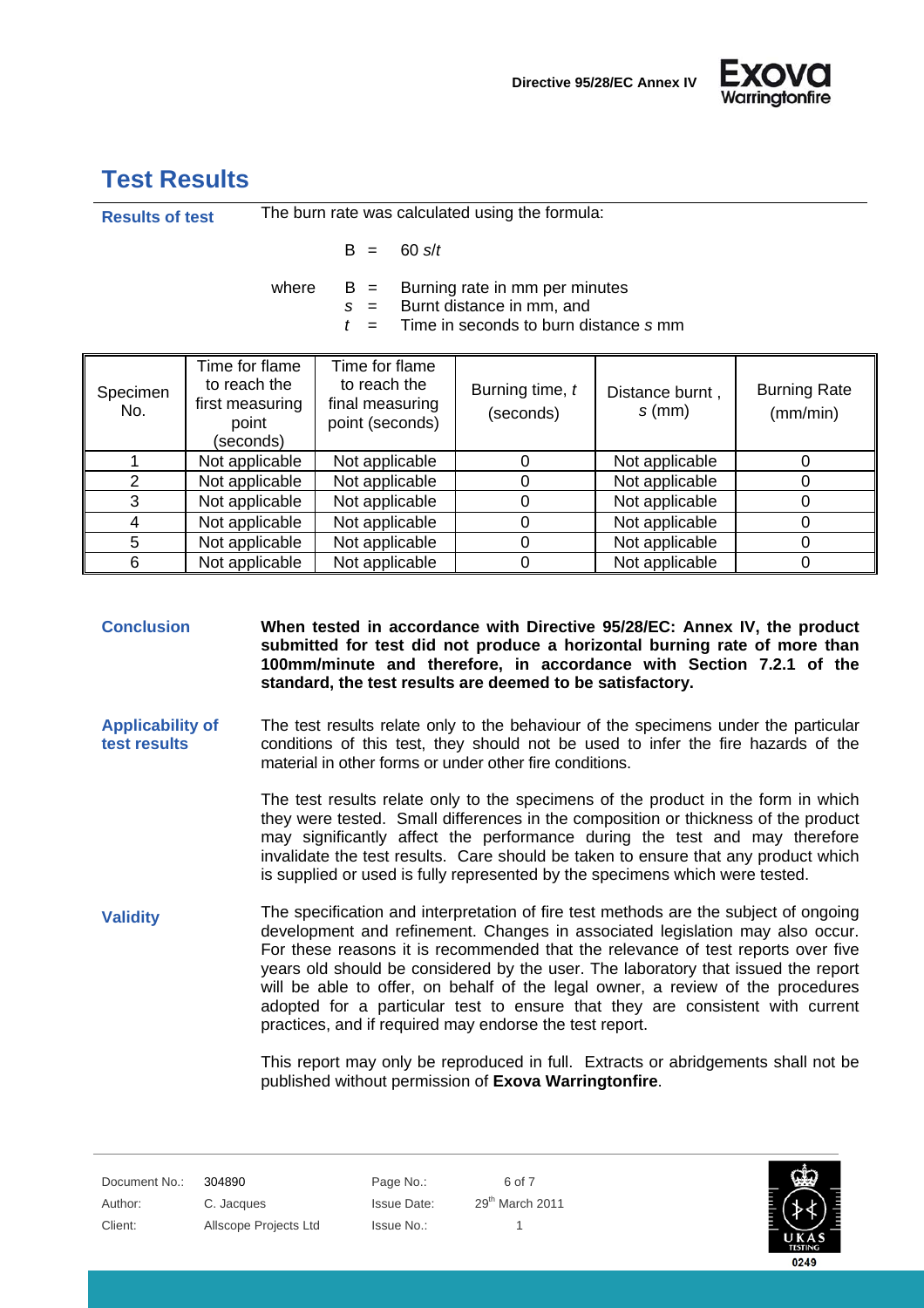# Test Results

**Results of test**

The burn rate was calculated using the formula:

$$B = 60\, s/t$$

where
- $B$ = Burning rate in mm per minutes
- $s$ = Burnt distance in mm, and
- $t$ = Time in seconds to burn distance $s$ mm

| Specimen No. | Time for flame to reach the first measuring point (seconds) | Time for flame to reach the final measuring point (seconds) | Burning time, $t$ (seconds) | Distance burnt , $s$ (mm) | Burning Rate (mm/min) |
|---|---|---|---|---|---|
| 1 | Not applicable | Not applicable | 0 | Not applicable | 0 |
| 2 | Not applicable | Not applicable | 0 | Not applicable | 0 |
| 3 | Not applicable | Not applicable | 0 | Not applicable | 0 |
| 4 | Not applicable | Not applicable | 0 | Not applicable | 0 |
| 5 | Not applicable | Not applicable | 0 | Not applicable | 0 |
| 6 | Not applicable | Not applicable | 0 | Not applicable | 0 |

**Conclusion**

**When tested in accordance with Directive 95/28/EC: Annex IV, the product submitted for test did not produce a horizontal burning rate of more than 100mm/minute and therefore, in accordance with Section 7.2.1 of the standard, the test results are deemed to be satisfactory.**

**Applicability of test results**

The test results relate only to the behaviour of the specimens under the particular conditions of this test, they should not be used to infer the fire hazards of the material in other forms or under other fire conditions.

The test results relate only to the specimens of the product in the form in which they were tested. Small differences in the composition or thickness of the product may significantly affect the performance during the test and may therefore invalidate the test results. Care should be taken to ensure that any product which is supplied or used is fully represented by the specimens which were tested.

**Validity**

The specification and interpretation of fire test methods are the subject of ongoing development and refinement. Changes in associated legislation may also occur. For these reasons it is recommended that the relevance of test reports over five years old should be considered by the user. The laboratory that issued the report will be able to offer, on behalf of the legal owner, a review of the procedures adopted for a particular test to ensure that they are consistent with current practices, and if required may endorse the test report.

This report may only be reproduced in full. Extracts or abridgements shall not be published without permission of **Exova Warringtonfire**.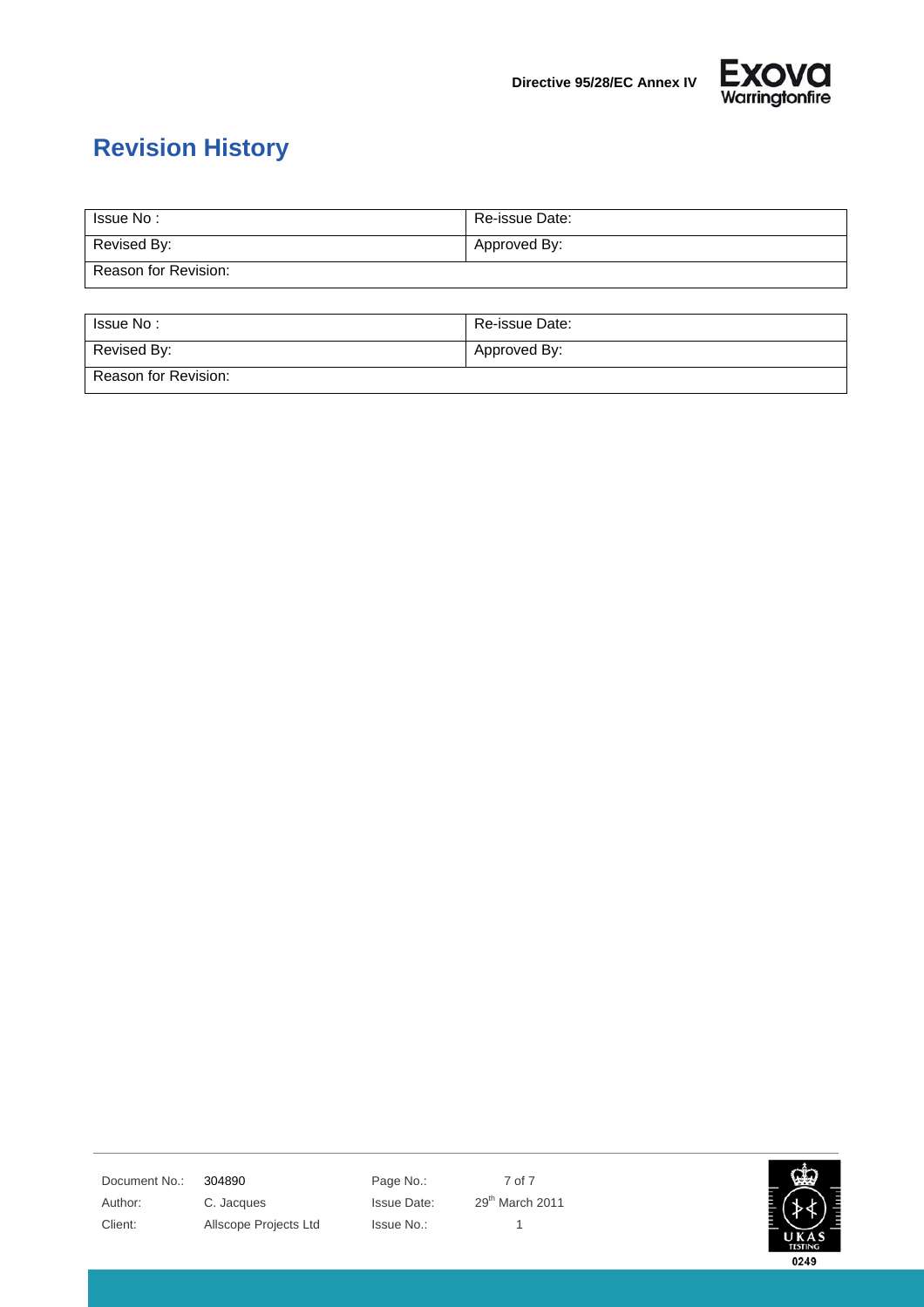## Revision History

| | |
|---|---|
| Issue No : | Re-issue Date: |
| Revised By: | Approved By: |
| Reason for Revision: | |

| | |
|---|---|
| Issue No : | Re-issue Date: |
| Revised By: | Approved By: |
| Reason for Revision: | |